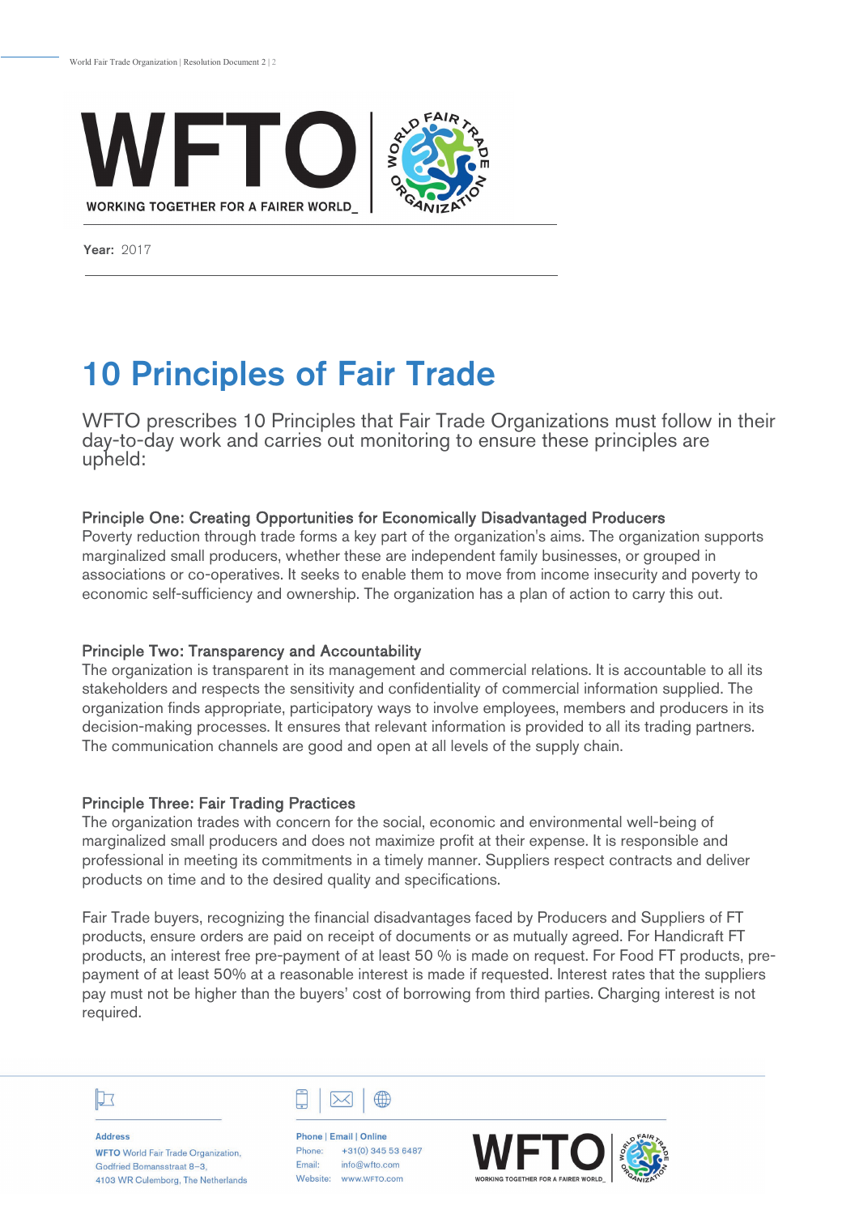WFTO
WORKING TOGETHER FOR A FAIRER WORLD_

**Year:** 2017

# 10 Principles of Fair Trade

WFTO prescribes 10 Principles that Fair Trade Organizations must follow in their day-to-day work and carries out monitoring to ensure these principles are upheld:

### Principle One: Creating Opportunities for Economically Disadvantaged Producers

Poverty reduction through trade forms a key part of the organization's aims. The organization supports marginalized small producers, whether these are independent family businesses, or grouped in associations or co-operatives. It seeks to enable them to move from income insecurity and poverty to economic self-sufficiency and ownership. The organization has a plan of action to carry this out.

### Principle Two: Transparency and Accountability

The organization is transparent in its management and commercial relations. It is accountable to all its stakeholders and respects the sensitivity and confidentiality of commercial information supplied. The organization finds appropriate, participatory ways to involve employees, members and producers in its decision-making processes. It ensures that relevant information is provided to all its trading partners. The communication channels are good and open at all levels of the supply chain.

### Principle Three: Fair Trading Practices

The organization trades with concern for the social, economic and environmental well-being of marginalized small producers and does not maximize profit at their expense. It is responsible and professional in meeting its commitments in a timely manner. Suppliers respect contracts and deliver products on time and to the desired quality and specifications.

Fair Trade buyers, recognizing the financial disadvantages faced by Producers and Suppliers of FT products, ensure orders are paid on receipt of documents or as mutually agreed. For Handicraft FT products, an interest free pre-payment of at least 50 % is made on request. For Food FT products, pre-payment of at least 50% at a reasonable interest is made if requested. Interest rates that the suppliers pay must not be higher than the buyers' cost of borrowing from third parties. Charging interest is not required.

**Address**
WFTO World Fair Trade Organization,
Godfried Bomansstraat 8-3,
4103 WR Culemborg, The Netherlands

**Phone | Email | Online**
Phone: +31(0) 345 53 6487
Email: info@wfto.com
Website: www.WFTO.com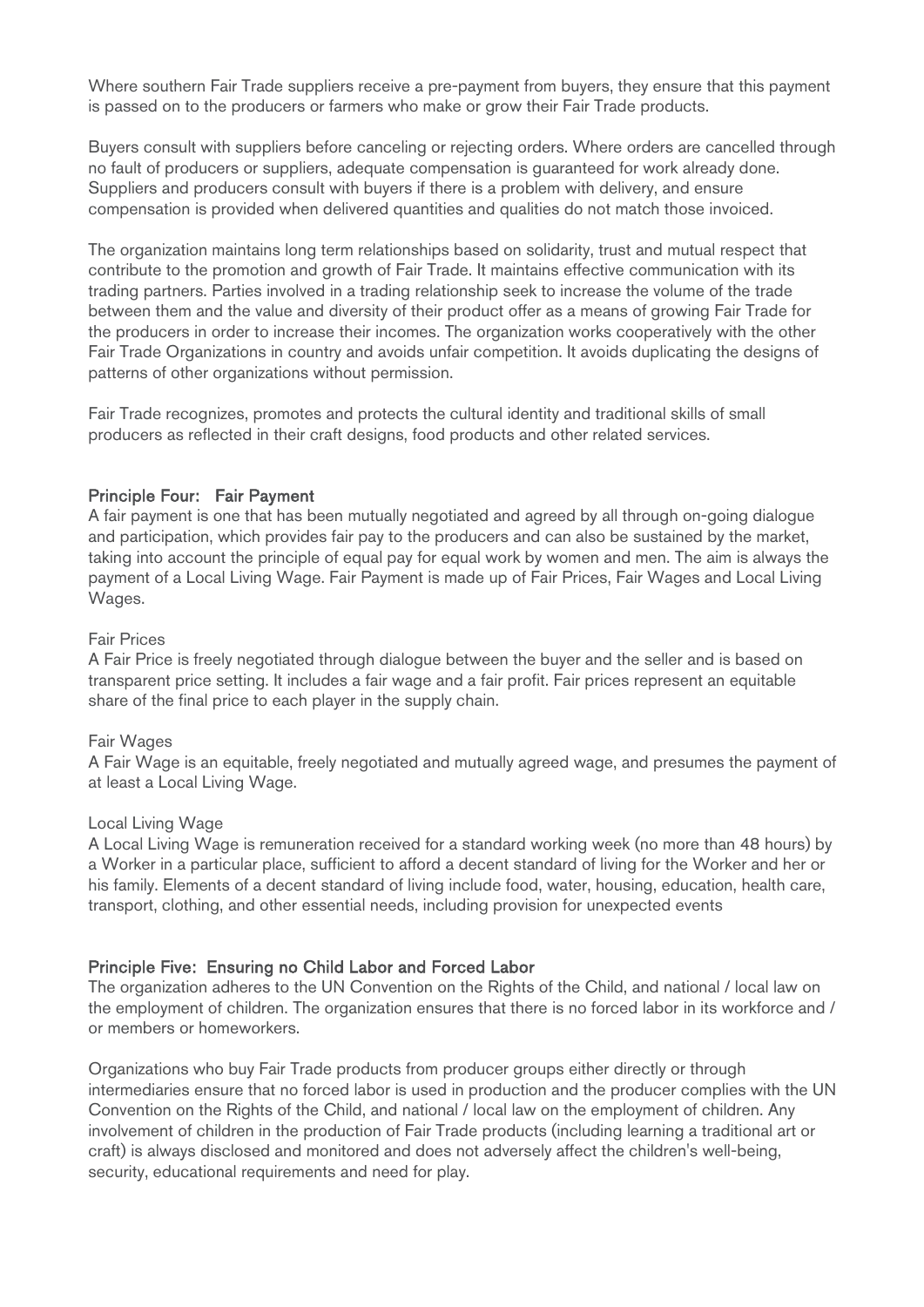Where southern Fair Trade suppliers receive a pre-payment from buyers, they ensure that this payment is passed on to the producers or farmers who make or grow their Fair Trade products.

Buyers consult with suppliers before canceling or rejecting orders. Where orders are cancelled through no fault of producers or suppliers, adequate compensation is guaranteed for work already done. Suppliers and producers consult with buyers if there is a problem with delivery, and ensure compensation is provided when delivered quantities and qualities do not match those invoiced.

The organization maintains long term relationships based on solidarity, trust and mutual respect that contribute to the promotion and growth of Fair Trade. It maintains effective communication with its trading partners. Parties involved in a trading relationship seek to increase the volume of the trade between them and the value and diversity of their product offer as a means of growing Fair Trade for the producers in order to increase their incomes. The organization works cooperatively with the other Fair Trade Organizations in country and avoids unfair competition. It avoids duplicating the designs of patterns of other organizations without permission.

Fair Trade recognizes, promotes and protects the cultural identity and traditional skills of small producers as reflected in their craft designs, food products and other related services.

### Principle Four: Fair Payment

A fair payment is one that has been mutually negotiated and agreed by all through on-going dialogue and participation, which provides fair pay to the producers and can also be sustained by the market, taking into account the principle of equal pay for equal work by women and men. The aim is always the payment of a Local Living Wage. Fair Payment is made up of Fair Prices, Fair Wages and Local Living Wages.

Fair Prices

A Fair Price is freely negotiated through dialogue between the buyer and the seller and is based on transparent price setting. It includes a fair wage and a fair profit. Fair prices represent an equitable share of the final price to each player in the supply chain.

Fair Wages

A Fair Wage is an equitable, freely negotiated and mutually agreed wage, and presumes the payment of at least a Local Living Wage.

Local Living Wage

A Local Living Wage is remuneration received for a standard working week (no more than 48 hours) by a Worker in a particular place, sufficient to afford a decent standard of living for the Worker and her or his family. Elements of a decent standard of living include food, water, housing, education, health care, transport, clothing, and other essential needs, including provision for unexpected events

### Principle Five: Ensuring no Child Labor and Forced Labor

The organization adheres to the UN Convention on the Rights of the Child, and national / local law on the employment of children. The organization ensures that there is no forced labor in its workforce and / or members or homeworkers.

Organizations who buy Fair Trade products from producer groups either directly or through intermediaries ensure that no forced labor is used in production and the producer complies with the UN Convention on the Rights of the Child, and national / local law on the employment of children. Any involvement of children in the production of Fair Trade products (including learning a traditional art or craft) is always disclosed and monitored and does not adversely affect the children's well-being, security, educational requirements and need for play.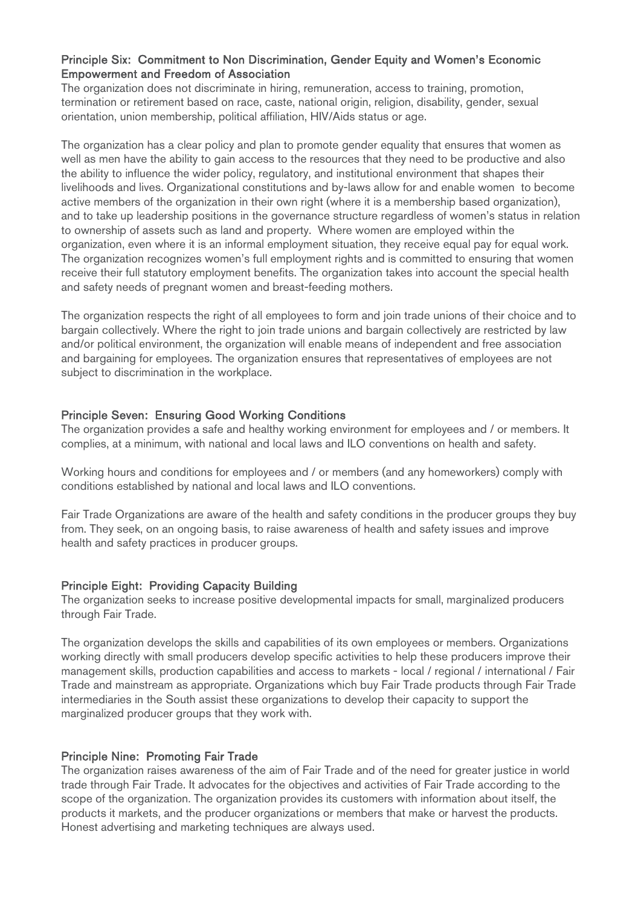### Principle Six: Commitment to Non Discrimination, Gender Equity and Women's Economic Empowerment and Freedom of Association

The organization does not discriminate in hiring, remuneration, access to training, promotion, termination or retirement based on race, caste, national origin, religion, disability, gender, sexual orientation, union membership, political affiliation, HIV/Aids status or age.

The organization has a clear policy and plan to promote gender equality that ensures that women as well as men have the ability to gain access to the resources that they need to be productive and also the ability to influence the wider policy, regulatory, and institutional environment that shapes their livelihoods and lives. Organizational constitutions and by-laws allow for and enable women to become active members of the organization in their own right (where it is a membership based organization), and to take up leadership positions in the governance structure regardless of women's status in relation to ownership of assets such as land and property. Where women are employed within the organization, even where it is an informal employment situation, they receive equal pay for equal work. The organization recognizes women's full employment rights and is committed to ensuring that women receive their full statutory employment benefits. The organization takes into account the special health and safety needs of pregnant women and breast-feeding mothers.

The organization respects the right of all employees to form and join trade unions of their choice and to bargain collectively. Where the right to join trade unions and bargain collectively are restricted by law and/or political environment, the organization will enable means of independent and free association and bargaining for employees. The organization ensures that representatives of employees are not subject to discrimination in the workplace.

### Principle Seven: Ensuring Good Working Conditions

The organization provides a safe and healthy working environment for employees and / or members. It complies, at a minimum, with national and local laws and ILO conventions on health and safety.

Working hours and conditions for employees and / or members (and any homeworkers) comply with conditions established by national and local laws and ILO conventions.

Fair Trade Organizations are aware of the health and safety conditions in the producer groups they buy from. They seek, on an ongoing basis, to raise awareness of health and safety issues and improve health and safety practices in producer groups.

### Principle Eight: Providing Capacity Building

The organization seeks to increase positive developmental impacts for small, marginalized producers through Fair Trade.

The organization develops the skills and capabilities of its own employees or members. Organizations working directly with small producers develop specific activities to help these producers improve their management skills, production capabilities and access to markets - local / regional / international / Fair Trade and mainstream as appropriate. Organizations which buy Fair Trade products through Fair Trade intermediaries in the South assist these organizations to develop their capacity to support the marginalized producer groups that they work with.

### Principle Nine: Promoting Fair Trade

The organization raises awareness of the aim of Fair Trade and of the need for greater justice in world trade through Fair Trade. It advocates for the objectives and activities of Fair Trade according to the scope of the organization. The organization provides its customers with information about itself, the products it markets, and the producer organizations or members that make or harvest the products. Honest advertising and marketing techniques are always used.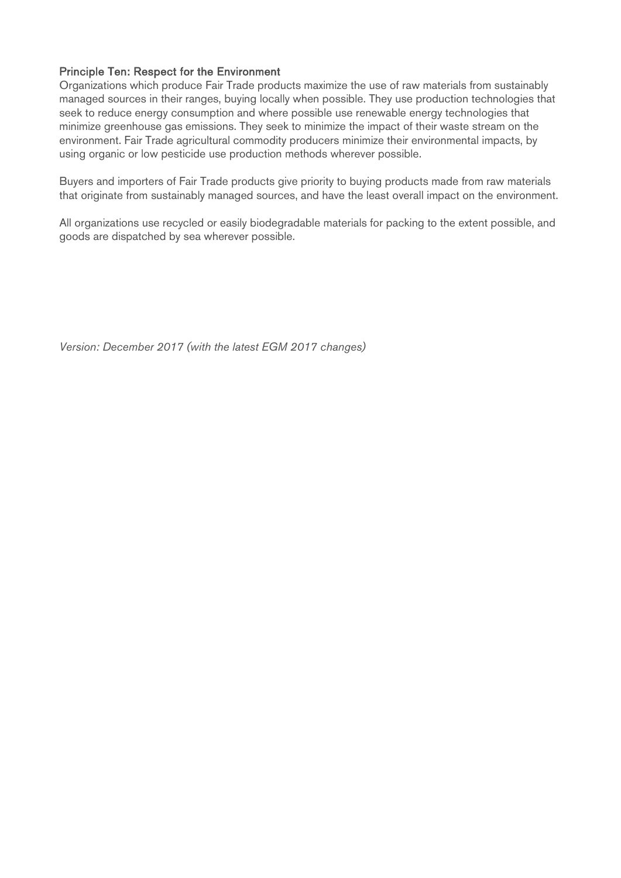### Principle Ten: Respect for the Environment

Organizations which produce Fair Trade products maximize the use of raw materials from sustainably managed sources in their ranges, buying locally when possible. They use production technologies that seek to reduce energy consumption and where possible use renewable energy technologies that minimize greenhouse gas emissions. They seek to minimize the impact of their waste stream on the environment. Fair Trade agricultural commodity producers minimize their environmental impacts, by using organic or low pesticide use production methods wherever possible.

Buyers and importers of Fair Trade products give priority to buying products made from raw materials that originate from sustainably managed sources, and have the least overall impact on the environment.

All organizations use recycled or easily biodegradable materials for packing to the extent possible, and goods are dispatched by sea wherever possible.

*Version: December 2017 (with the latest EGM 2017 changes)*